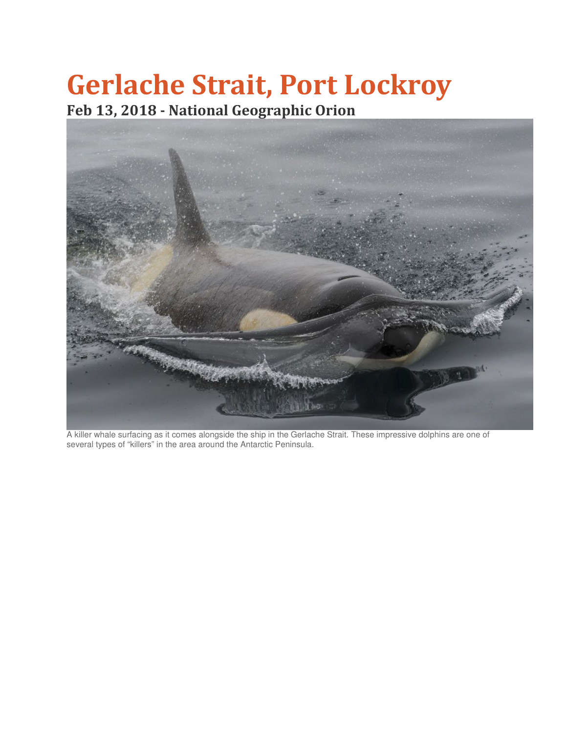# Gerlache Strait, Port Lockroy

## Feb 13, 2018 - National Geographic Orion

A killer whale surfacing as it comes alongside the ship in the Gerlache Strait. These impressive dolphins are one of several types of "killers" in the area around the Antarctic Peninsula.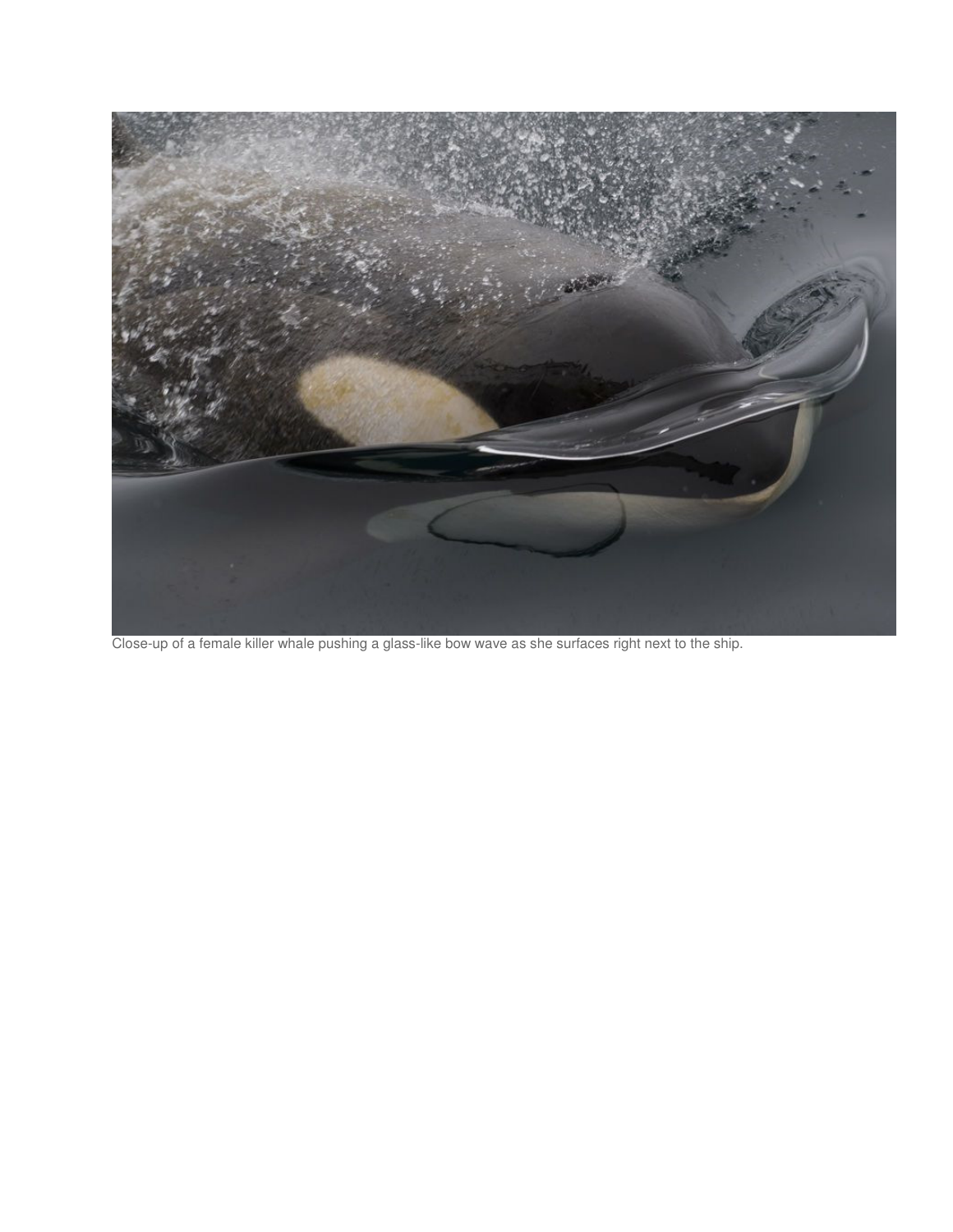Close-up of a female killer whale pushing a glass-like bow wave as she surfaces right next to the ship.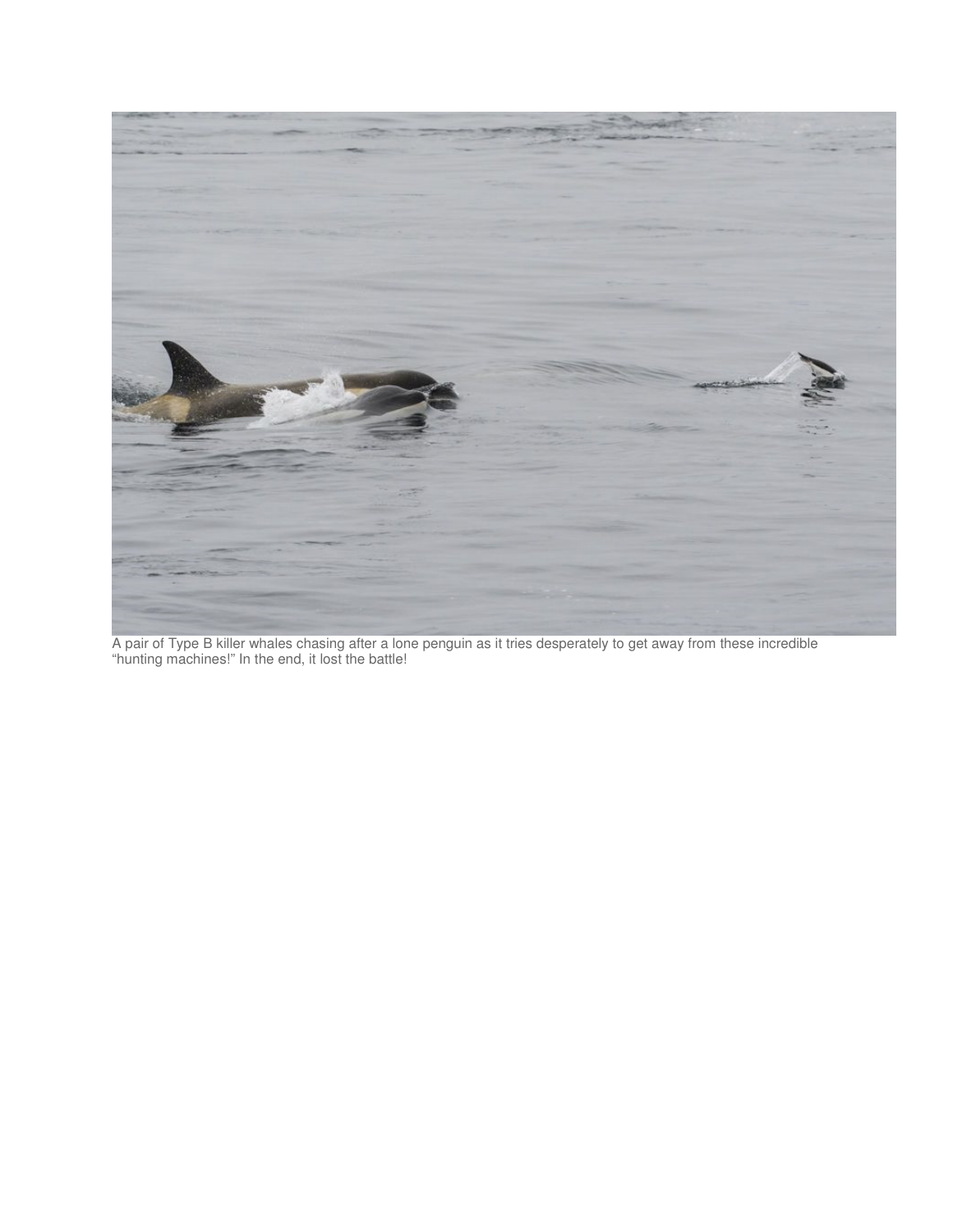A pair of Type B killer whales chasing after a lone penguin as it tries desperately to get away from these incredible "hunting machines!" In the end, it lost the battle!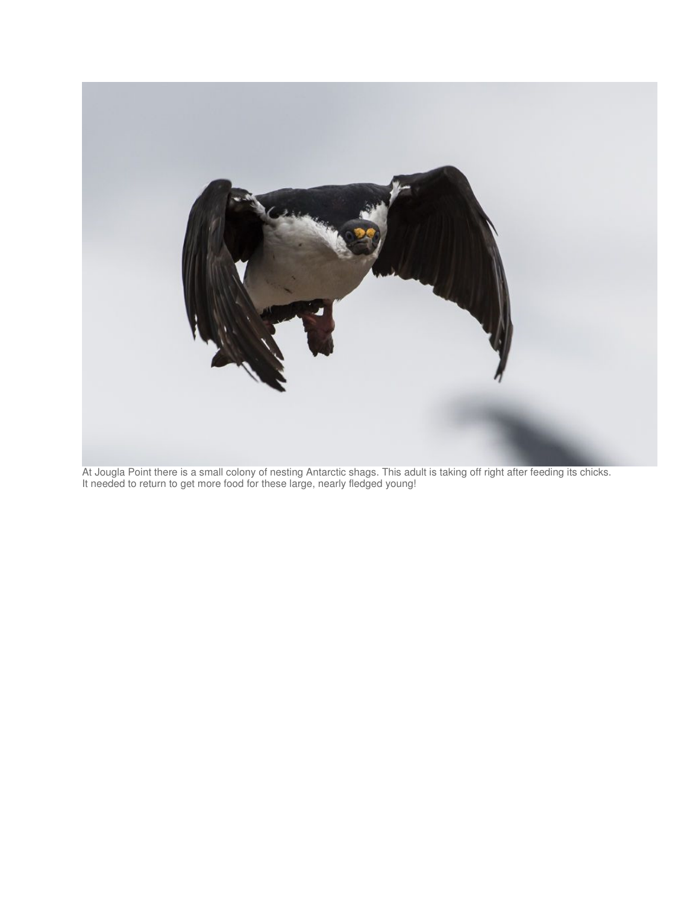At Jougla Point there is a small colony of nesting Antarctic shags. This adult is taking off right after feeding its chicks. It needed to return to get more food for these large, nearly fledged young!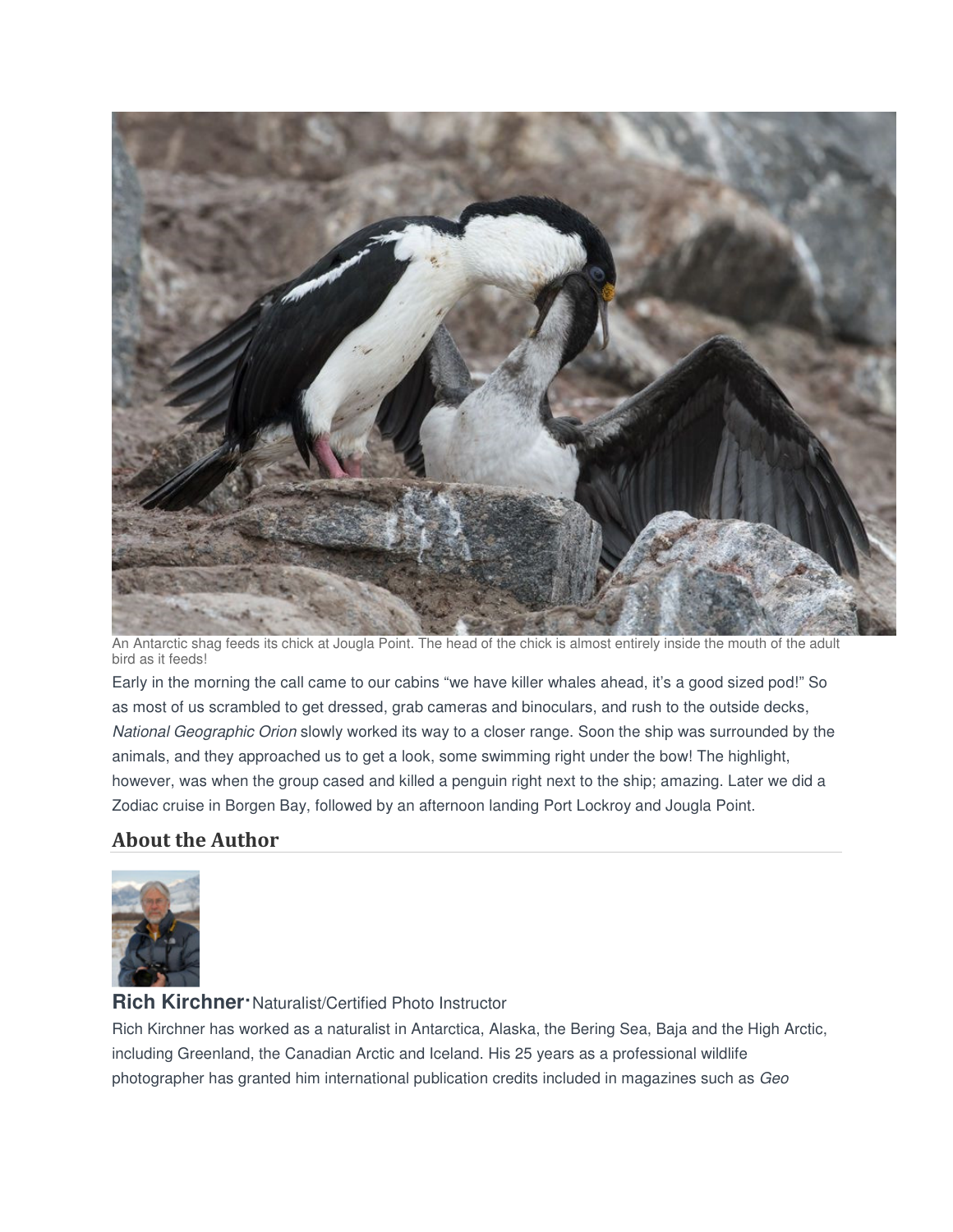An Antarctic shag feeds its chick at Jougla Point. The head of the chick is almost entirely inside the mouth of the adult bird as it feeds!

Early in the morning the call came to our cabins "we have killer whales ahead, it's a good sized pod!" So as most of us scrambled to get dressed, grab cameras and binoculars, and rush to the outside decks, *National Geographic Orion* slowly worked its way to a closer range. Soon the ship was surrounded by the animals, and they approached us to get a look, some swimming right under the bow! The highlight, however, was when the group cased and killed a penguin right next to the ship; amazing. Later we did a Zodiac cruise in Borgen Bay, followed by an afternoon landing Port Lockroy and Jougla Point.

## About the Author

**Rich Kirchner**· Naturalist/Certified Photo Instructor

Rich Kirchner has worked as a naturalist in Antarctica, Alaska, the Bering Sea, Baja and the High Arctic, including Greenland, the Canadian Arctic and Iceland. His 25 years as a professional wildlife photographer has granted him international publication credits included in magazines such as *Geo*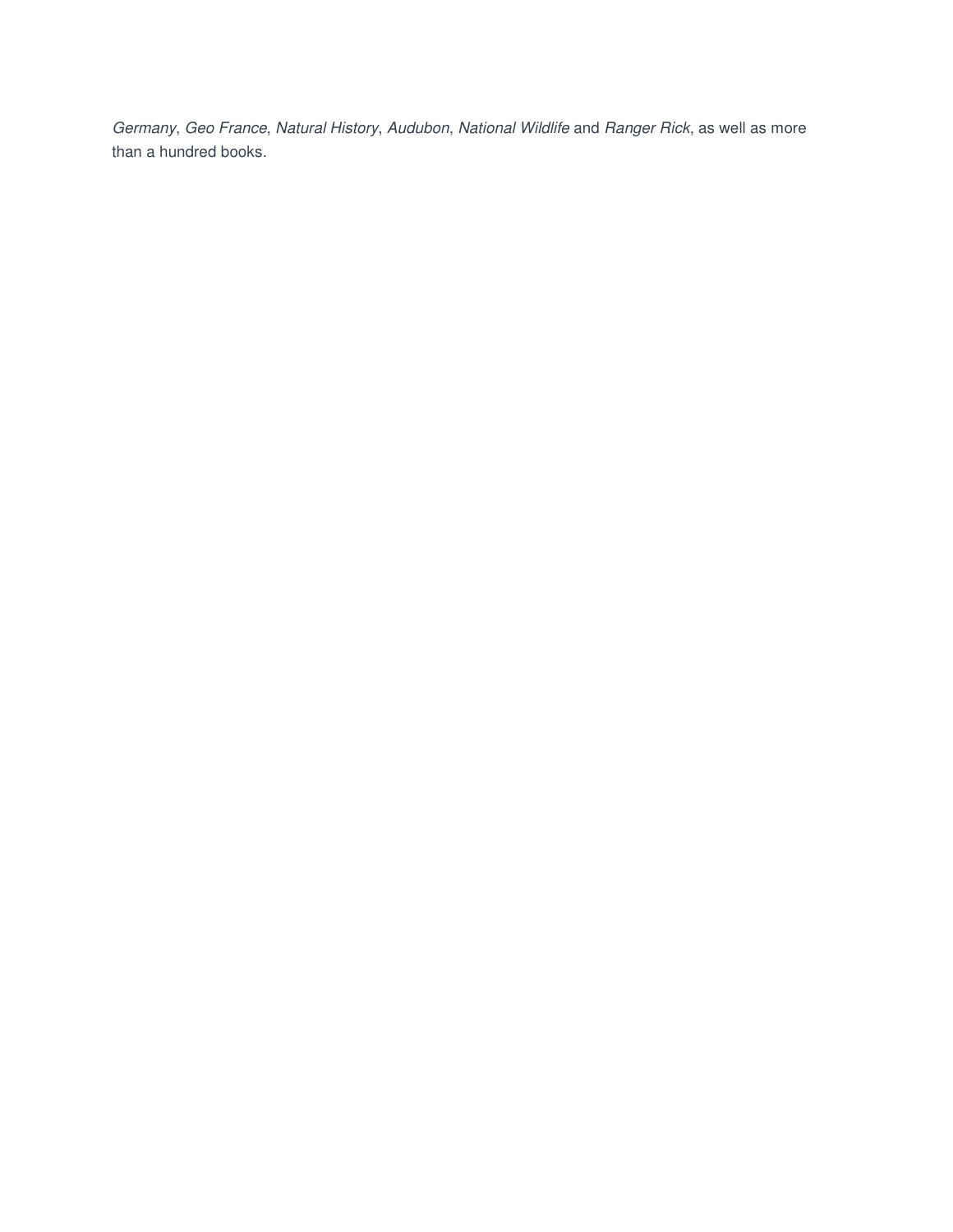*Germany*, *Geo France*, *Natural History*, *Audubon*, *National Wildlife* and *Ranger Rick*, as well as more than a hundred books.